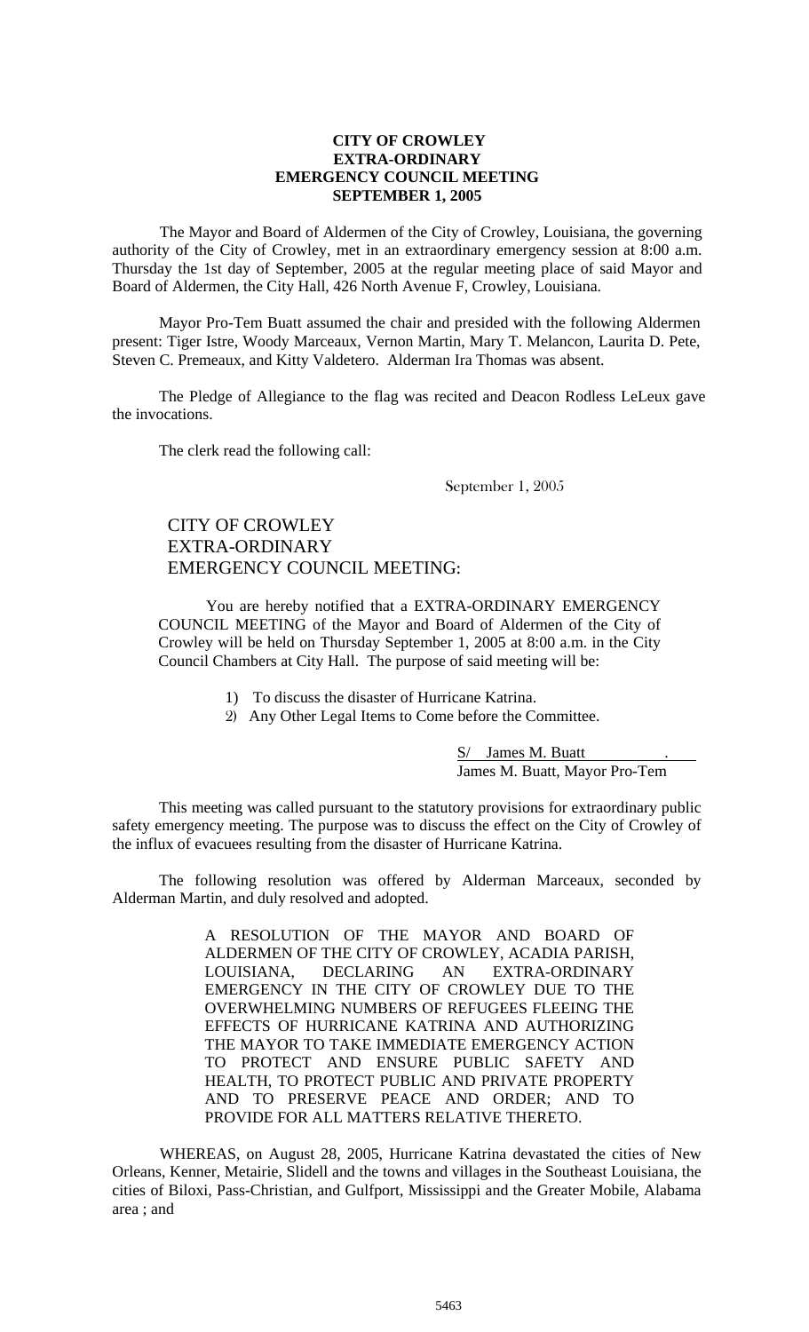**CITY OF CROWLEY**
**EXTRA-ORDINARY**
**EMERGENCY COUNCIL MEETING**
**SEPTEMBER 1, 2005**

The Mayor and Board of Aldermen of the City of Crowley, Louisiana, the governing authority of the City of Crowley, met in an extraordinary emergency session at 8:00 a.m. Thursday the 1st day of September, 2005 at the regular meeting place of said Mayor and Board of Aldermen, the City Hall, 426 North Avenue F, Crowley, Louisiana.

Mayor Pro-Tem Buatt assumed the chair and presided with the following Aldermen present: Tiger Istre, Woody Marceaux, Vernon Martin, Mary T. Melancon, Laurita D. Pete, Steven C. Premeaux, and Kitty Valdetero. Alderman Ira Thomas was absent.

The Pledge of Allegiance to the flag was recited and Deacon Rodless LeLeux gave the invocations.

The clerk read the following call:

September 1, 2005

CITY OF CROWLEY
EXTRA-ORDINARY
EMERGENCY COUNCIL MEETING:

You are hereby notified that a EXTRA-ORDINARY EMERGENCY COUNCIL MEETING of the Mayor and Board of Aldermen of the City of Crowley will be held on Thursday September 1, 2005 at 8:00 a.m. in the City Council Chambers at City Hall. The purpose of said meeting will be:

1) To discuss the disaster of Hurricane Katrina.
2) Any Other Legal Items to Come before the Committee.

S/ James M. Buatt .
James M. Buatt, Mayor Pro-Tem

This meeting was called pursuant to the statutory provisions for extraordinary public safety emergency meeting. The purpose was to discuss the effect on the City of Crowley of the influx of evacuees resulting from the disaster of Hurricane Katrina.

The following resolution was offered by Alderman Marceaux, seconded by Alderman Martin, and duly resolved and adopted.

A RESOLUTION OF THE MAYOR AND BOARD OF ALDERMEN OF THE CITY OF CROWLEY, ACADIA PARISH, LOUISIANA, DECLARING AN EXTRA-ORDINARY EMERGENCY IN THE CITY OF CROWLEY DUE TO THE OVERWHELMING NUMBERS OF REFUGEES FLEEING THE EFFECTS OF HURRICANE KATRINA AND AUTHORIZING THE MAYOR TO TAKE IMMEDIATE EMERGENCY ACTION TO PROTECT AND ENSURE PUBLIC SAFETY AND HEALTH, TO PROTECT PUBLIC AND PRIVATE PROPERTY AND TO PRESERVE PEACE AND ORDER; AND TO PROVIDE FOR ALL MATTERS RELATIVE THERETO.

WHEREAS, on August 28, 2005, Hurricane Katrina devastated the cities of New Orleans, Kenner, Metairie, Slidell and the towns and villages in the Southeast Louisiana, the cities of Biloxi, Pass-Christian, and Gulfport, Mississippi and the Greater Mobile, Alabama area ; and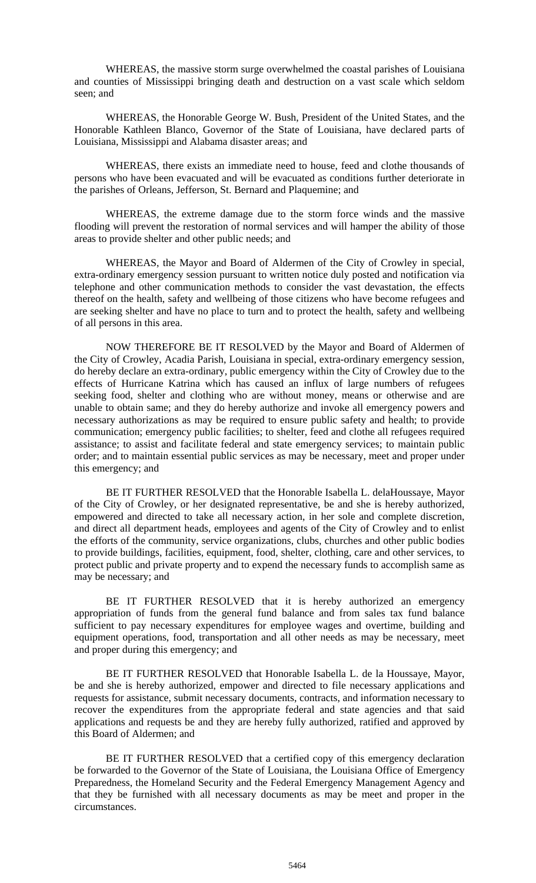WHEREAS, the massive storm surge overwhelmed the coastal parishes of Louisiana and counties of Mississippi bringing death and destruction on a vast scale which seldom seen; and

WHEREAS, the Honorable George W. Bush, President of the United States, and the Honorable Kathleen Blanco, Governor of the State of Louisiana, have declared parts of Louisiana, Mississippi and Alabama disaster areas; and

WHEREAS, there exists an immediate need to house, feed and clothe thousands of persons who have been evacuated and will be evacuated as conditions further deteriorate in the parishes of Orleans, Jefferson, St. Bernard and Plaquemine; and

WHEREAS, the extreme damage due to the storm force winds and the massive flooding will prevent the restoration of normal services and will hamper the ability of those areas to provide shelter and other public needs; and

WHEREAS, the Mayor and Board of Aldermen of the City of Crowley in special, extra-ordinary emergency session pursuant to written notice duly posted and notification via telephone and other communication methods to consider the vast devastation, the effects thereof on the health, safety and wellbeing of those citizens who have become refugees and are seeking shelter and have no place to turn and to protect the health, safety and wellbeing of all persons in this area.

NOW THEREFORE BE IT RESOLVED by the Mayor and Board of Aldermen of the City of Crowley, Acadia Parish, Louisiana in special, extra-ordinary emergency session, do hereby declare an extra-ordinary, public emergency within the City of Crowley due to the effects of Hurricane Katrina which has caused an influx of large numbers of refugees seeking food, shelter and clothing who are without money, means or otherwise and are unable to obtain same; and they do hereby authorize and invoke all emergency powers and necessary authorizations as may be required to ensure public safety and health; to provide communication; emergency public facilities; to shelter, feed and clothe all refugees required assistance; to assist and facilitate federal and state emergency services; to maintain public order; and to maintain essential public services as may be necessary, meet and proper under this emergency; and

BE IT FURTHER RESOLVED that the Honorable Isabella L. delaHoussaye, Mayor of the City of Crowley, or her designated representative, be and she is hereby authorized, empowered and directed to take all necessary action, in her sole and complete discretion, and direct all department heads, employees and agents of the City of Crowley and to enlist the efforts of the community, service organizations, clubs, churches and other public bodies to provide buildings, facilities, equipment, food, shelter, clothing, care and other services, to protect public and private property and to expend the necessary funds to accomplish same as may be necessary; and

BE IT FURTHER RESOLVED that it is hereby authorized an emergency appropriation of funds from the general fund balance and from sales tax fund balance sufficient to pay necessary expenditures for employee wages and overtime, building and equipment operations, food, transportation and all other needs as may be necessary, meet and proper during this emergency; and

BE IT FURTHER RESOLVED that Honorable Isabella L. de la Houssaye, Mayor, be and she is hereby authorized, empower and directed to file necessary applications and requests for assistance, submit necessary documents, contracts, and information necessary to recover the expenditures from the appropriate federal and state agencies and that said applications and requests be and they are hereby fully authorized, ratified and approved by this Board of Aldermen; and

BE IT FURTHER RESOLVED that a certified copy of this emergency declaration be forwarded to the Governor of the State of Louisiana, the Louisiana Office of Emergency Preparedness, the Homeland Security and the Federal Emergency Management Agency and that they be furnished with all necessary documents as may be meet and proper in the circumstances.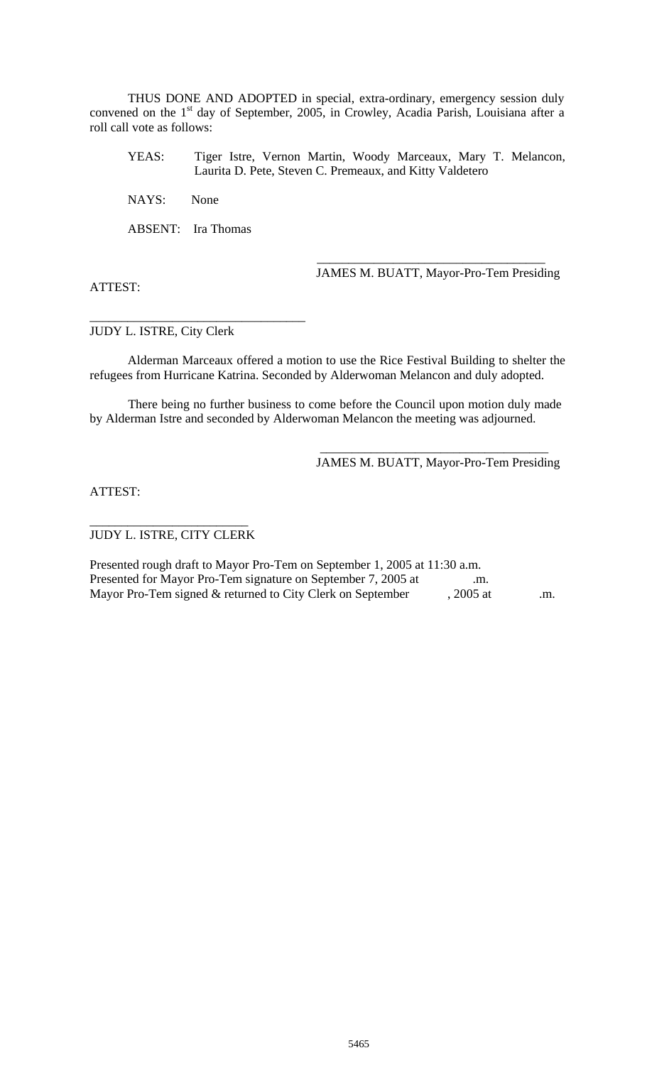THUS DONE AND ADOPTED in special, extra-ordinary, emergency session duly convened on the 1st day of September, 2005, in Crowley, Acadia Parish, Louisiana after a roll call vote as follows:

YEAS: Tiger Istre, Vernon Martin, Woody Marceaux, Mary T. Melancon, Laurita D. Pete, Steven C. Premeaux, and Kitty Valdetero

NAYS: None

ABSENT: Ira Thomas

\_\_\_\_\_\_\_\_\_\_\_\_\_\_\_\_\_\_\_\_\_\_\_\_\_\_\_\_\_\_\_\_\_\_\_\_
JAMES M. BUATT, Mayor-Pro-Tem Presiding

ATTEST:

\_\_\_\_\_\_\_\_\_\_\_\_\_\_\_\_\_\_\_\_\_\_\_\_\_\_\_\_\_\_\_\_\_\_
JUDY L. ISTRE, City Clerk

Alderman Marceaux offered a motion to use the Rice Festival Building to shelter the refugees from Hurricane Katrina. Seconded by Alderwoman Melancon and duly adopted.

There being no further business to come before the Council upon motion duly made by Alderman Istre and seconded by Alderwoman Melancon the meeting was adjourned.

\_\_\_\_\_\_\_\_\_\_\_\_\_\_\_\_\_\_\_\_\_\_\_\_\_\_\_\_\_\_\_\_\_\_\_\_
JAMES M. BUATT, Mayor-Pro-Tem Presiding

ATTEST:

\_\_\_\_\_\_\_\_\_\_\_\_\_\_\_\_\_\_\_\_\_\_\_\_\_\_
JUDY L. ISTRE, CITY CLERK

Presented rough draft to Mayor Pro-Tem on September 1, 2005 at 11:30 a.m.
Presented for Mayor Pro-Tem signature on September 7, 2005 at .m.
Mayor Pro-Tem signed & returned to City Clerk on September , 2005 at .m.